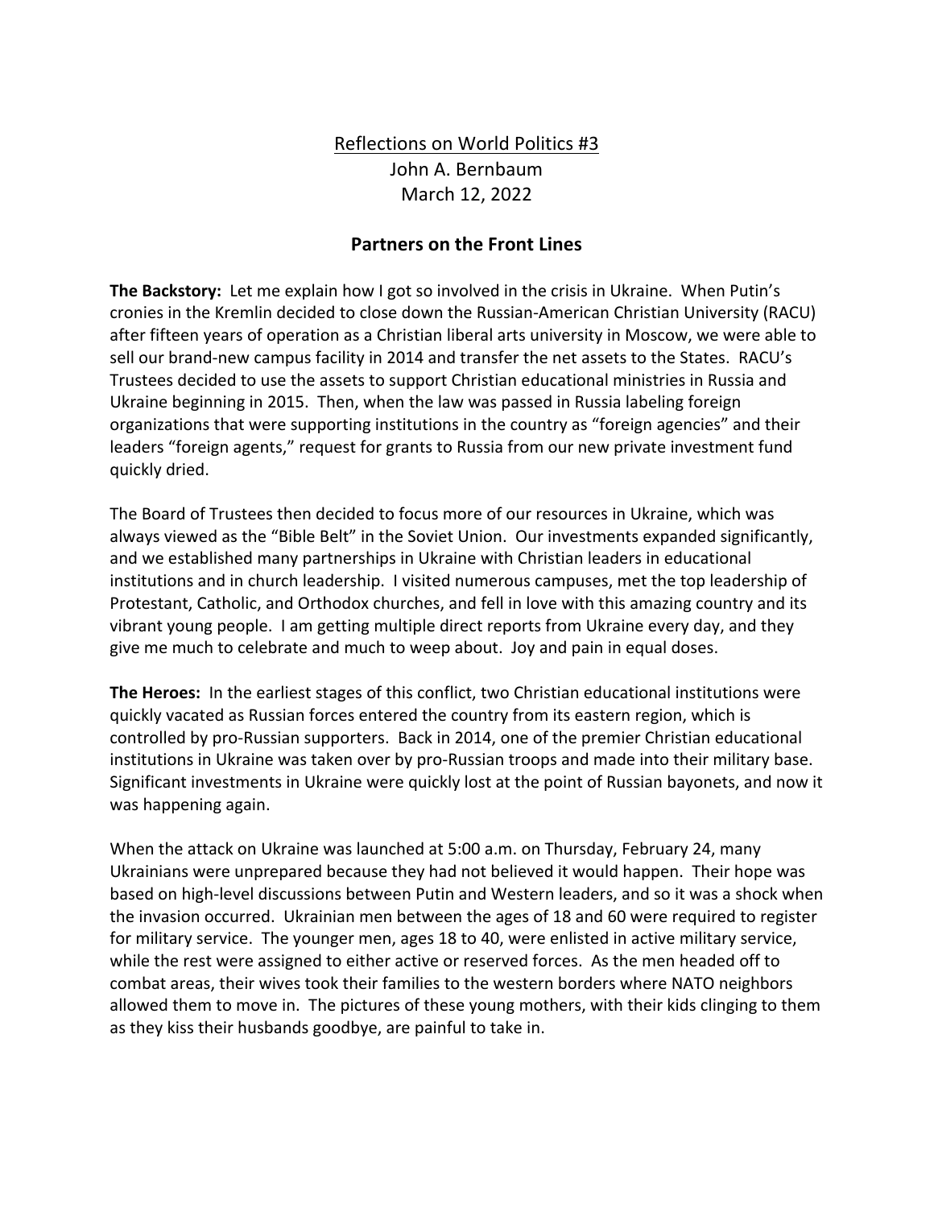Reflections on World Politics #3

John A. Bernbaum

March 12, 2022

## Partners on the Front Lines

**The Backstory:** Let me explain how I got so involved in the crisis in Ukraine. When Putin's cronies in the Kremlin decided to close down the Russian-American Christian University (RACU) after fifteen years of operation as a Christian liberal arts university in Moscow, we were able to sell our brand-new campus facility in 2014 and transfer the net assets to the States. RACU's Trustees decided to use the assets to support Christian educational ministries in Russia and Ukraine beginning in 2015. Then, when the law was passed in Russia labeling foreign organizations that were supporting institutions in the country as "foreign agencies" and their leaders "foreign agents," request for grants to Russia from our new private investment fund quickly dried.

The Board of Trustees then decided to focus more of our resources in Ukraine, which was always viewed as the "Bible Belt" in the Soviet Union. Our investments expanded significantly, and we established many partnerships in Ukraine with Christian leaders in educational institutions and in church leadership. I visited numerous campuses, met the top leadership of Protestant, Catholic, and Orthodox churches, and fell in love with this amazing country and its vibrant young people. I am getting multiple direct reports from Ukraine every day, and they give me much to celebrate and much to weep about. Joy and pain in equal doses.

**The Heroes:** In the earliest stages of this conflict, two Christian educational institutions were quickly vacated as Russian forces entered the country from its eastern region, which is controlled by pro-Russian supporters. Back in 2014, one of the premier Christian educational institutions in Ukraine was taken over by pro-Russian troops and made into their military base. Significant investments in Ukraine were quickly lost at the point of Russian bayonets, and now it was happening again.

When the attack on Ukraine was launched at 5:00 a.m. on Thursday, February 24, many Ukrainians were unprepared because they had not believed it would happen. Their hope was based on high-level discussions between Putin and Western leaders, and so it was a shock when the invasion occurred. Ukrainian men between the ages of 18 and 60 were required to register for military service. The younger men, ages 18 to 40, were enlisted in active military service, while the rest were assigned to either active or reserved forces. As the men headed off to combat areas, their wives took their families to the western borders where NATO neighbors allowed them to move in. The pictures of these young mothers, with their kids clinging to them as they kiss their husbands goodbye, are painful to take in.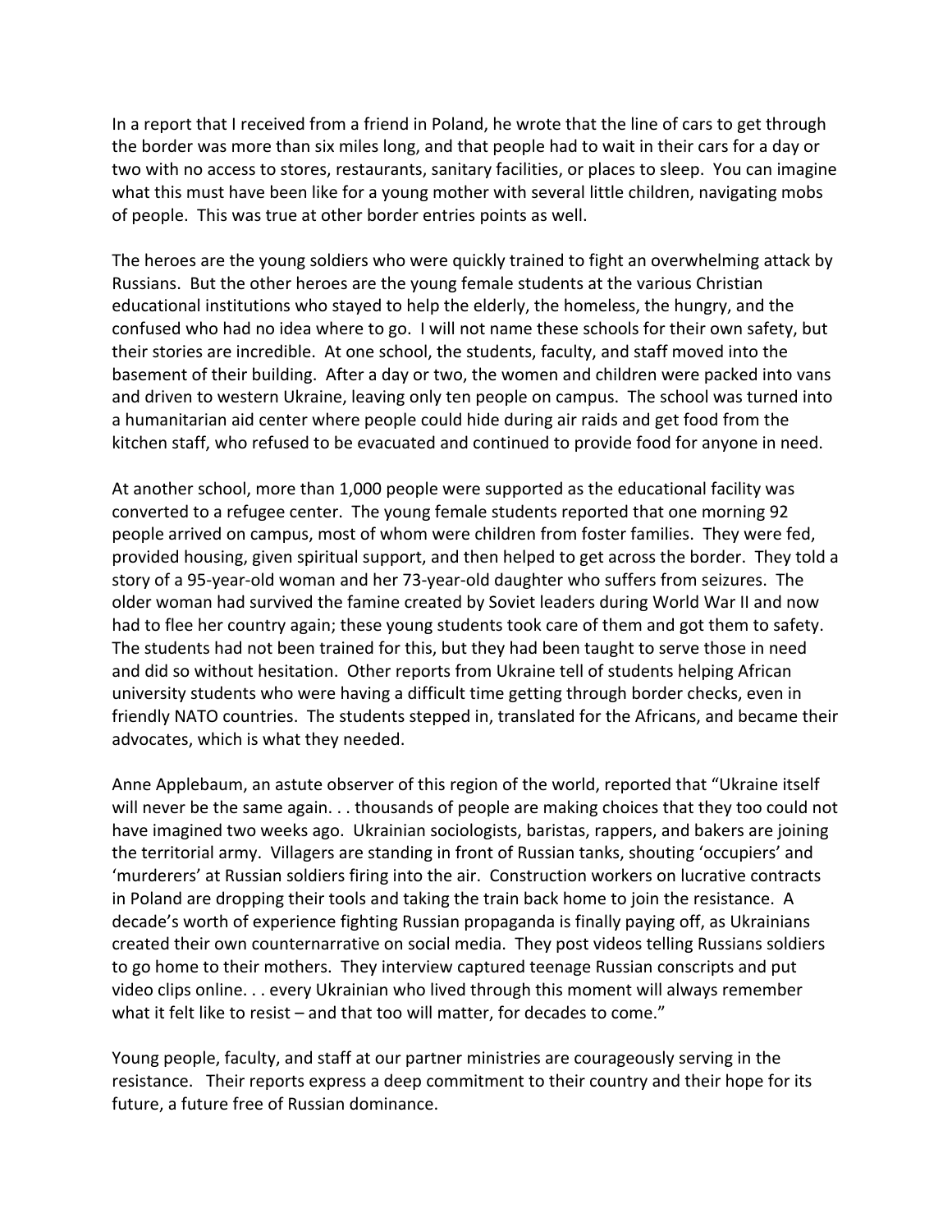In a report that I received from a friend in Poland, he wrote that the line of cars to get through the border was more than six miles long, and that people had to wait in their cars for a day or two with no access to stores, restaurants, sanitary facilities, or places to sleep. You can imagine what this must have been like for a young mother with several little children, navigating mobs of people. This was true at other border entries points as well.

The heroes are the young soldiers who were quickly trained to fight an overwhelming attack by Russians. But the other heroes are the young female students at the various Christian educational institutions who stayed to help the elderly, the homeless, the hungry, and the confused who had no idea where to go. I will not name these schools for their own safety, but their stories are incredible. At one school, the students, faculty, and staff moved into the basement of their building. After a day or two, the women and children were packed into vans and driven to western Ukraine, leaving only ten people on campus. The school was turned into a humanitarian aid center where people could hide during air raids and get food from the kitchen staff, who refused to be evacuated and continued to provide food for anyone in need.

At another school, more than 1,000 people were supported as the educational facility was converted to a refugee center. The young female students reported that one morning 92 people arrived on campus, most of whom were children from foster families. They were fed, provided housing, given spiritual support, and then helped to get across the border. They told a story of a 95-year-old woman and her 73-year-old daughter who suffers from seizures. The older woman had survived the famine created by Soviet leaders during World War II and now had to flee her country again; these young students took care of them and got them to safety. The students had not been trained for this, but they had been taught to serve those in need and did so without hesitation. Other reports from Ukraine tell of students helping African university students who were having a difficult time getting through border checks, even in friendly NATO countries. The students stepped in, translated for the Africans, and became their advocates, which is what they needed.

Anne Applebaum, an astute observer of this region of the world, reported that "Ukraine itself will never be the same again. . . thousands of people are making choices that they too could not have imagined two weeks ago. Ukrainian sociologists, baristas, rappers, and bakers are joining the territorial army. Villagers are standing in front of Russian tanks, shouting 'occupiers' and 'murderers' at Russian soldiers firing into the air. Construction workers on lucrative contracts in Poland are dropping their tools and taking the train back home to join the resistance. A decade's worth of experience fighting Russian propaganda is finally paying off, as Ukrainians created their own counternarrative on social media. They post videos telling Russians soldiers to go home to their mothers. They interview captured teenage Russian conscripts and put video clips online. . . every Ukrainian who lived through this moment will always remember what it felt like to resist – and that too will matter, for decades to come."

Young people, faculty, and staff at our partner ministries are courageously serving in the resistance. Their reports express a deep commitment to their country and their hope for its future, a future free of Russian dominance.